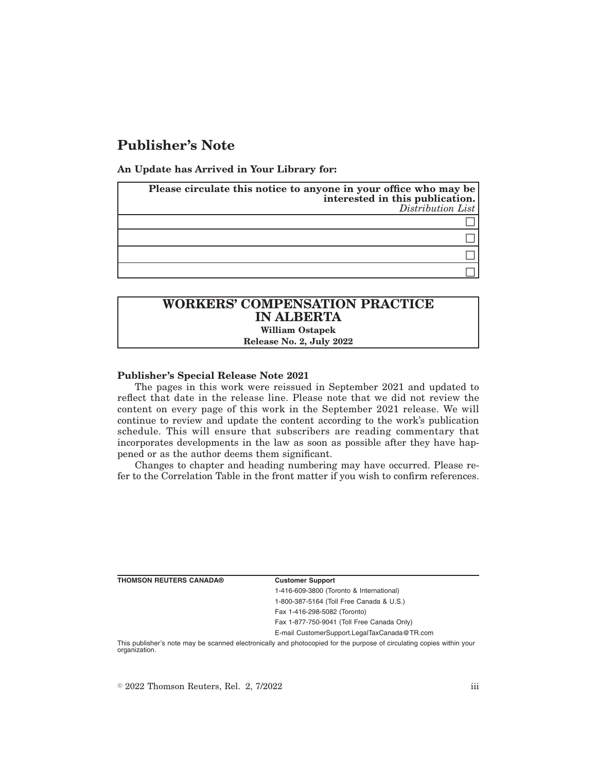# Publisher's Note

**An Update has Arrived in Your Library for:**

| **Please circulate this notice to anyone in your office who may be interested in this publication.** *Distribution List* |
| --- |
| ☐ |
| ☐ |
| ☐ |
| ☐ |

## WORKERS' COMPENSATION PRACTICE IN ALBERTA

**William Ostapek**

**Release No. 2, July 2022**

**Publisher's Special Release Note 2021**

The pages in this work were reissued in September 2021 and updated to reflect that date in the release line. Please note that we did not review the content on every page of this work in the September 2021 release. We will continue to review and update the content according to the work's publication schedule. This will ensure that subscribers are reading commentary that incorporates developments in the law as soon as possible after they have happened or as the author deems them significant.

Changes to chapter and heading numbering may have occurred. Please refer to the Correlation Table in the front matter if you wish to confirm references.

**THOMSON REUTERS CANADA®**

**Customer Support**

1-416-609-3800 (Toronto & International)

1-800-387-5164 (Toll Free Canada & U.S.)

Fax 1-416-298-5082 (Toronto)

Fax 1-877-750-9041 (Toll Free Canada Only)

E-mail CustomerSupport.LegalTaxCanada@TR.com

This publisher's note may be scanned electronically and photocopied for the purpose of circulating copies within your organization.

© 2022 Thomson Reuters, Rel. 2, 7/2022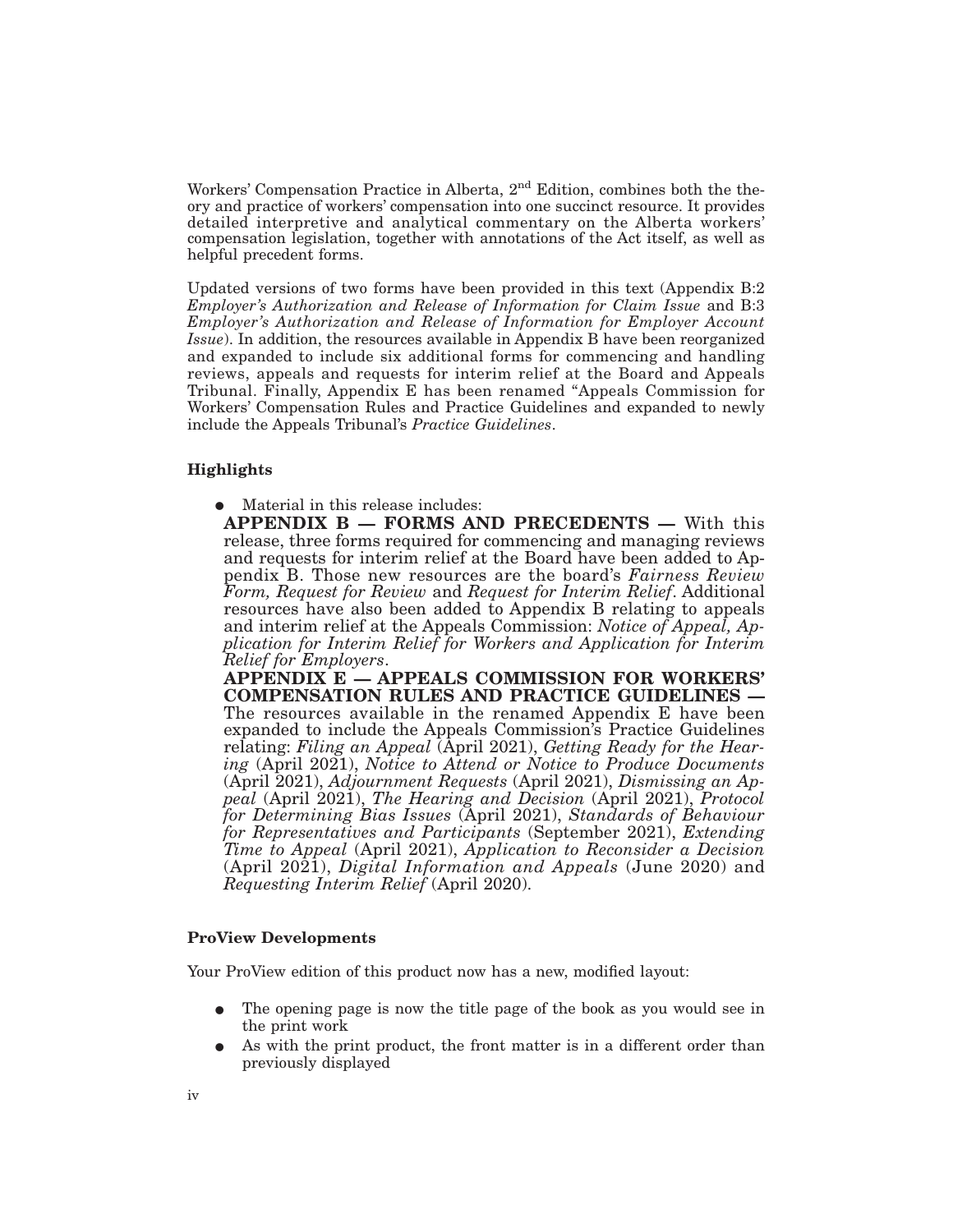Workers' Compensation Practice in Alberta, 2nd Edition, combines both the theory and practice of workers' compensation into one succinct resource. It provides detailed interpretive and analytical commentary on the Alberta workers' compensation legislation, together with annotations of the Act itself, as well as helpful precedent forms.

Updated versions of two forms have been provided in this text (Appendix B:2 *Employer's Authorization and Release of Information for Claim Issue* and B:3 *Employer's Authorization and Release of Information for Employer Account Issue*). In addition, the resources available in Appendix B have been reorganized and expanded to include six additional forms for commencing and handling reviews, appeals and requests for interim relief at the Board and Appeals Tribunal. Finally, Appendix E has been renamed "Appeals Commission for Workers' Compensation Rules and Practice Guidelines and expanded to newly include the Appeals Tribunal's *Practice Guidelines*.

### Highlights

- Material in this release includes:

  **APPENDIX B — FORMS AND PRECEDENTS —** With this release, three forms required for commencing and managing reviews and requests for interim relief at the Board have been added to Appendix B. Those new resources are the board's *Fairness Review Form, Request for Review* and *Request for Interim Relief*. Additional resources have also been added to Appendix B relating to appeals and interim relief at the Appeals Commission: *Notice of Appeal, Application for Interim Relief for Workers and Application for Interim Relief for Employers*.

  **APPENDIX E — APPEALS COMMISSION FOR WORKERS' COMPENSATION RULES AND PRACTICE GUIDELINES —** The resources available in the renamed Appendix E have been expanded to include the Appeals Commission's Practice Guidelines relating: *Filing an Appeal* (April 2021), *Getting Ready for the Hearing* (April 2021), *Notice to Attend or Notice to Produce Documents* (April 2021), *Adjournment Requests* (April 2021), *Dismissing an Appeal* (April 2021), *The Hearing and Decision* (April 2021), *Protocol for Determining Bias Issues* (April 2021), *Standards of Behaviour for Representatives and Participants* (September 2021), *Extending Time to Appeal* (April 2021), *Application to Reconsider a Decision* (April 2021), *Digital Information and Appeals* (June 2020) and *Requesting Interim Relief* (April 2020).

### ProView Developments

Your ProView edition of this product now has a new, modified layout:

- The opening page is now the title page of the book as you would see in the print work
- As with the print product, the front matter is in a different order than previously displayed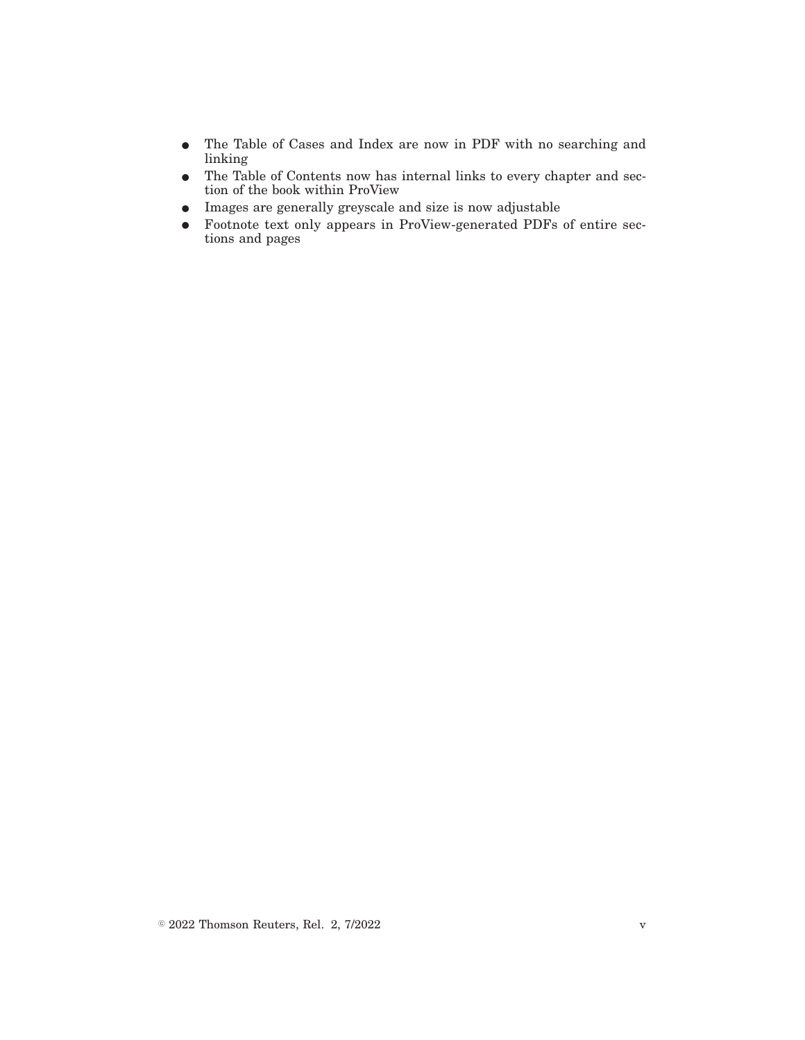- The Table of Cases and Index are now in PDF with no searching and linking
- The Table of Contents now has internal links to every chapter and section of the book within ProView
- Images are generally greyscale and size is now adjustable
- Footnote text only appears in ProView-generated PDFs of entire sections and pages